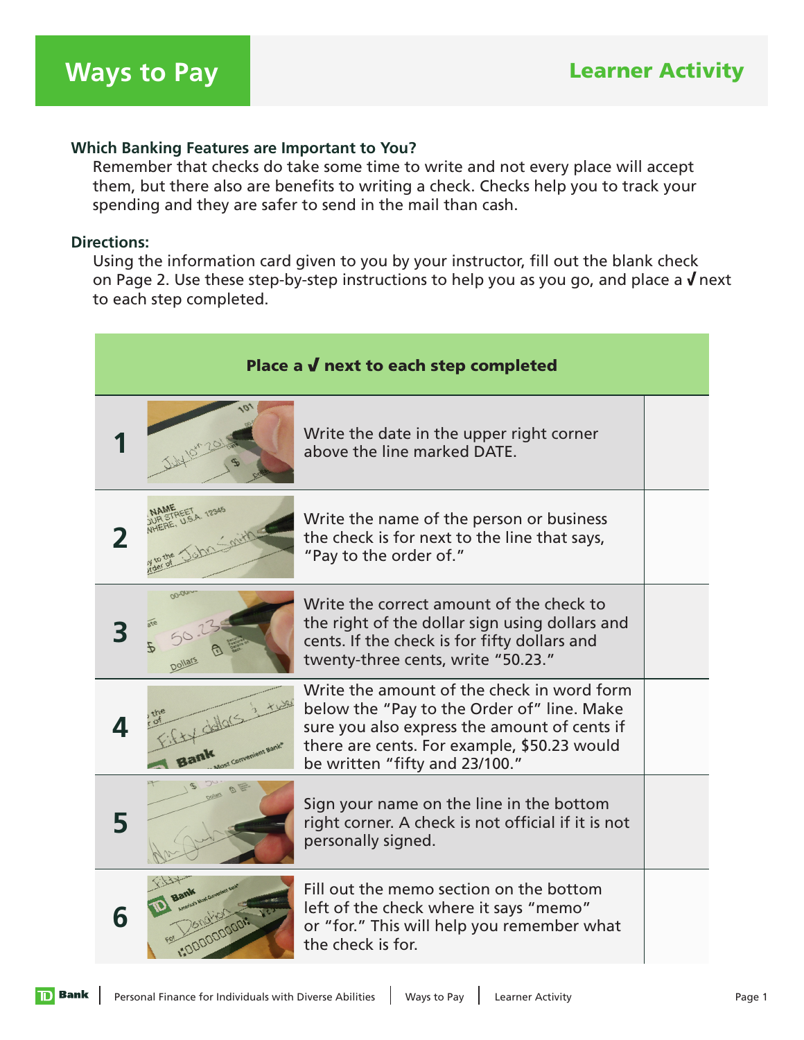# Ways to Pay

## Learner Activity

### Which Banking Features are Important to You?

Remember that checks do take some time to write and not every place will accept them, but there also are benefits to writing a check. Checks help you to track your spending and they are safer to send in the mail than cash.

### Directions:

Using the information card given to you by your instructor, fill out the blank check on Page 2. Use these step-by-step instructions to help you as you go, and place a √ next to each step completed.

| Place a √ next to each step completed | | |
|---|---|---|
| 1 | Write the date in the upper right corner above the line marked DATE. | |
| 2 | Write the name of the person or business the check is for next to the line that says, "Pay to the order of." | |
| 3 | Write the correct amount of the check to the right of the dollar sign using dollars and cents. If the check is for fifty dollars and twenty-three cents, write "50.23." | |
| 4 | Write the amount of the check in word form below the "Pay to the Order of" line. Make sure you also express the amount of cents if there are cents. For example, $50.23 would be written "fifty and 23/100." | |
| 5 | Sign your name on the line in the bottom right corner. A check is not official if it is not personally signed. | |
| 6 | Fill out the memo section on the bottom left of the check where it says "memo" or "for." This will help you remember what the check is for. | |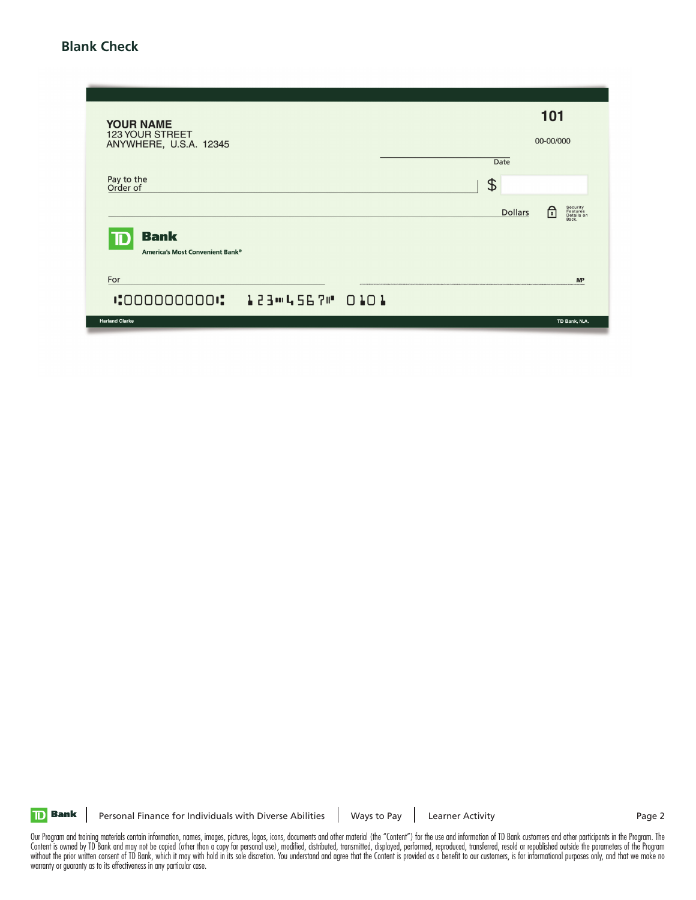## Blank Check

YOUR NAME
123 YOUR STREET
ANYWHERE, U.S.A. 12345

101

00-00/000

Date

Pay to the
Order of

$

Dollars

Security Features Details on Back.

TD Bank
America's Most Convenient Bank®

For

MP

⑆000000000⑆ 123⑈4567⑈ 0101

Harland Clarke

TD Bank, N.A.

Our Program and training materials contain information, names, images, pictures, logos, icons, documents and other material (the "Content") for the use and information of TD Bank customers and other participants in the Program. The Content is owned by TD Bank and may not be copied (other than a copy for personal use), modified, distributed, transmitted, displayed, performed, reproduced, transferred, resold or republished outside the parameters of the Program without the prior written consent of TD Bank, which it may with hold in its sole discretion. You understand and agree that the Content is provided as a benefit to our customers, is for informational purposes only, and that we make no warranty or guaranty as to its effectiveness in any particular case.